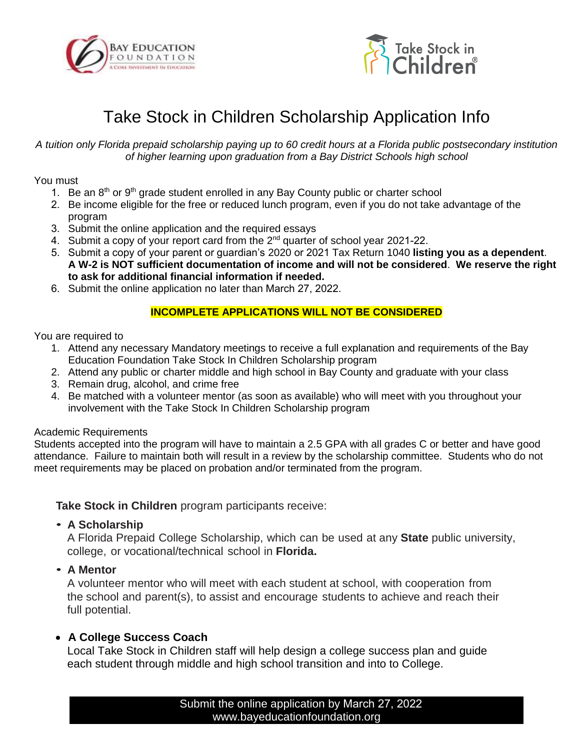# Take Stock in Children Scholarship Application Info

*A tuition only Florida prepaid scholarship paying up to 60 credit hours at a Florida public postsecondary institution of higher learning upon graduation from a Bay District Schools high school*

You must

1. Be an 8th or 9th grade student enrolled in any Bay County public or charter school
2. Be income eligible for the free or reduced lunch program, even if you do not take advantage of the program
3. Submit the online application and the required essays
4. Submit a copy of your report card from the 2nd quarter of school year 2021-22.
5. Submit a copy of your parent or guardian's 2020 or 2021 Tax Return 1040 **listing you as a dependent**. **A W-2 is NOT sufficient documentation of income and will not be considered**. **We reserve the right to ask for additional financial information if needed.**
6. Submit the online application no later than March 27, 2022.

**INCOMPLETE APPLICATIONS WILL NOT BE CONSIDERED**

You are required to

1. Attend any necessary Mandatory meetings to receive a full explanation and requirements of the Bay Education Foundation Take Stock In Children Scholarship program
2. Attend any public or charter middle and high school in Bay County and graduate with your class
3. Remain drug, alcohol, and crime free
4. Be matched with a volunteer mentor (as soon as available) who will meet with you throughout your involvement with the Take Stock In Children Scholarship program

Academic Requirements

Students accepted into the program will have to maintain a 2.5 GPA with all grades C or better and have good attendance. Failure to maintain both will result in a review by the scholarship committee. Students who do not meet requirements may be placed on probation and/or terminated from the program.

**Take Stock in Children** program participants receive:

- **A Scholarship**
  A Florida Prepaid College Scholarship, which can be used at any **State** public university, college, or vocational/technical school in **Florida.**
- **A Mentor**
  A volunteer mentor who will meet with each student at school, with cooperation from the school and parent(s), to assist and encourage students to achieve and reach their full potential.
- **A College Success Coach**
  Local Take Stock in Children staff will help design a college success plan and guide each student through middle and high school transition and into to College.

Submit the online application by March 27, 2022
www.bayeducationfoundation.org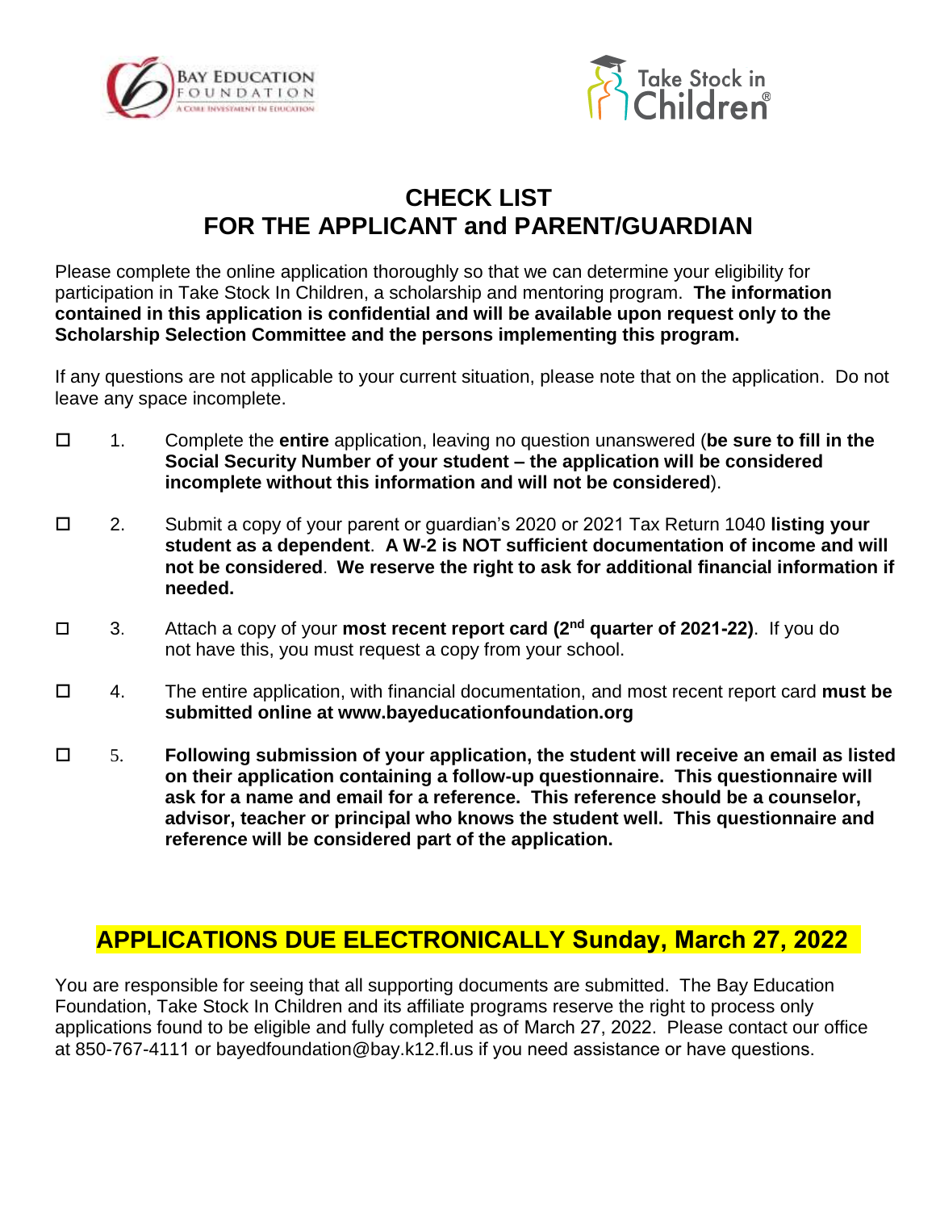# CHECK LIST
# FOR THE APPLICANT and PARENT/GUARDIAN

Please complete the online application thoroughly so that we can determine your eligibility for participation in Take Stock In Children, a scholarship and mentoring program. **The information contained in this application is confidential and will be available upon request only to the Scholarship Selection Committee and the persons implementing this program.**

If any questions are not applicable to your current situation, please note that on the application. Do not leave any space incomplete.

- ☐ 1. Complete the **entire** application, leaving no question unanswered (**be sure to fill in the Social Security Number of your student – the application will be considered incomplete without this information and will not be considered**).

- ☐ 2. Submit a copy of your parent or guardian's 2020 or 2021 Tax Return 1040 **listing your student as a dependent**. **A W-2 is NOT sufficient documentation of income and will not be considered**. **We reserve the right to ask for additional financial information if needed.**

- ☐ 3. Attach a copy of your **most recent report card (2nd quarter of 2021-22)**. If you do not have this, you must request a copy from your school.

- ☐ 4. The entire application, with financial documentation, and most recent report card **must be submitted online at www.bayeducationfoundation.org**

- ☐ 5. **Following submission of your application, the student will receive an email as listed on their application containing a follow-up questionnaire. This questionnaire will ask for a name and email for a reference. This reference should be a counselor, advisor, teacher or principal who knows the student well. This questionnaire and reference will be considered part of the application.**

## APPLICATIONS DUE ELECTRONICALLY Sunday, March 27, 2022

You are responsible for seeing that all supporting documents are submitted. The Bay Education Foundation, Take Stock In Children and its affiliate programs reserve the right to process only applications found to be eligible and fully completed as of March 27, 2022. Please contact our office at 850-767-4111 or bayedfoundation@bay.k12.fl.us if you need assistance or have questions.